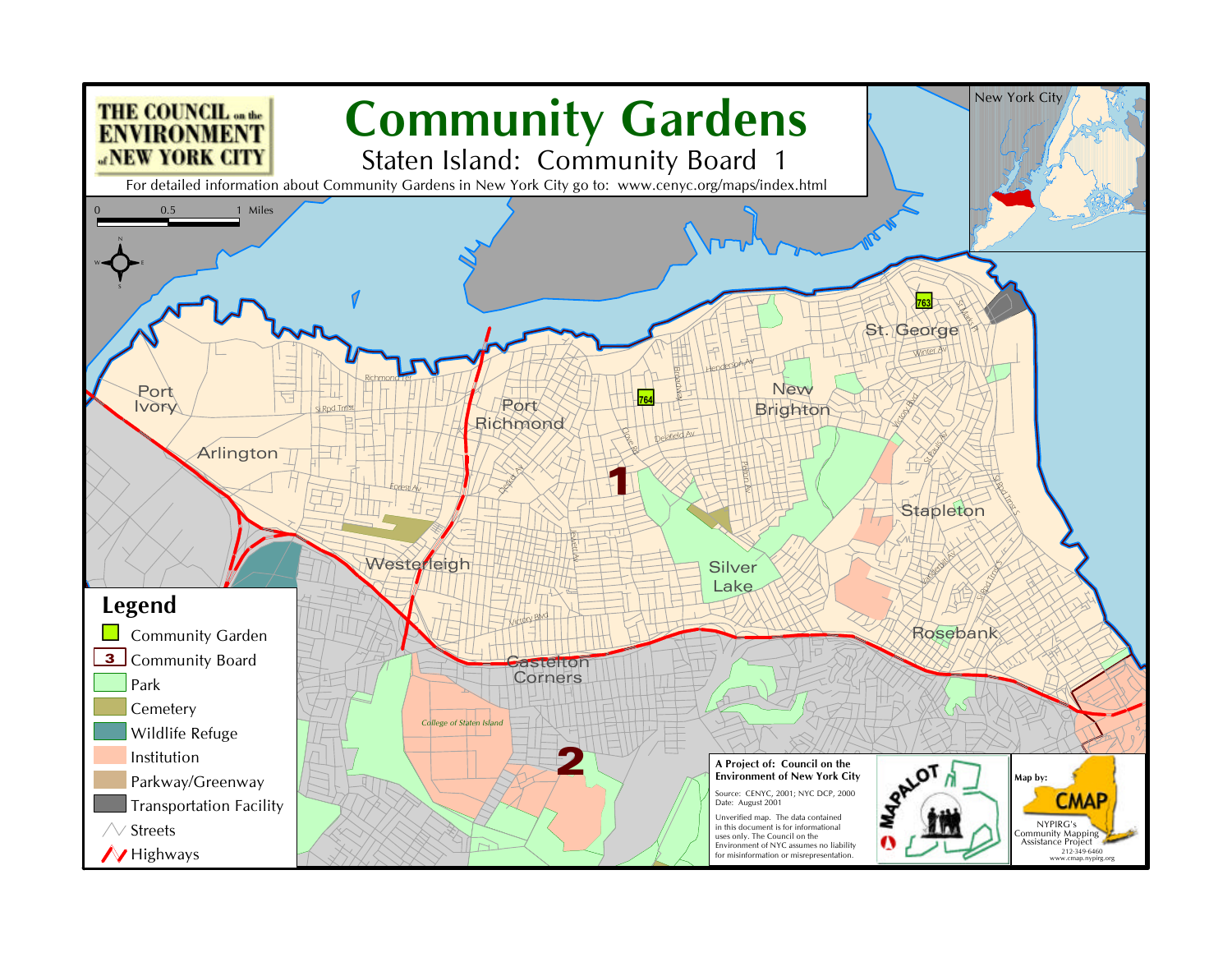THE COUNCIL on the ENVIRONMENT of NEW YORK CITY

# Community Gardens

## Staten Island: Community Board 1

For detailed information about Community Gardens in New York City go to: www.cenyc.org/maps/index.html

0 0.5 1 Miles

New York City

Port Ivory
Arlington
Westerleigh
Port Richmond
New Brighton
St. George
Stapleton
Silver Lake
Rosebank
Castelton Corners
College of Staten Island

763
764
1
2

Richmond Ter
SI Rpd Trnst
Forest Av
Henderson Av
Delafield Av
Victory Blvd
Winter Av
St Marks Pl
St Pauls Av
Van Duzer St
Bay St
Clove Rd
Broadway
Jewett Av
Victory Blvd
Manor Rd
Castleton Av
Targee St
SI Rpd Trnst S

### Legend

- Community Garden
- 3 Community Board
- Park
- Cemetery
- Wildlife Refuge
- Institution
- Parkway/Greenway
- Transportation Facility
- Streets
- Highways

**A Project of: Council on the Environment of New York City**

Source: CENYC, 2001; NYC DCP, 2000
Date: August 2001

Unverified map. The data contained in this document is for informational uses only. The Council on the Environment of NYC assumes no liability for misinformation or misrepresentation.

MAPALOT

Map by: CMAP
NYPIRG's Community Mapping Assistance Project
212-349-6460
www.cmap.nypirg.org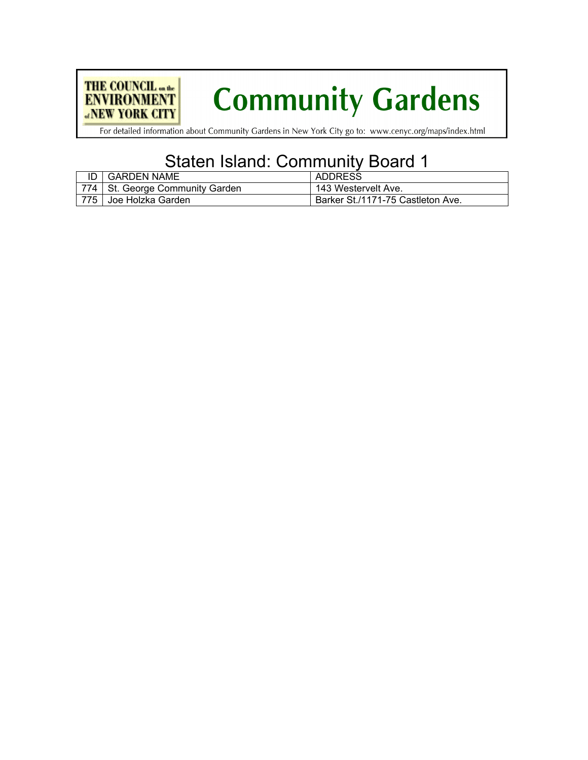THE COUNCIL on the ENVIRONMENT of NEW YORK CITY

# Community Gardens

For detailed information about Community Gardens in New York City go to: www.cenyc.org/maps/index.html

## Staten Island: Community Board 1

| ID | GARDEN NAME | ADDRESS |
|---|---|---|
| 774 | St. George Community Garden | 143 Westervelt Ave. |
| 775 | Joe Holzka Garden | Barker St./1171-75 Castleton Ave. |